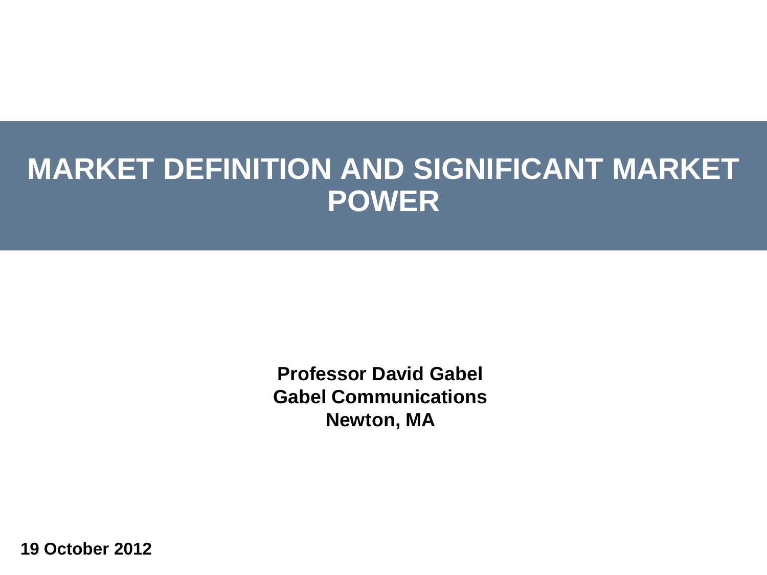# MARKET DEFINITION AND SIGNIFICANT MARKET POWER

**Professor David Gabel**
**Gabel Communications**
**Newton, MA**

**19 October 2012**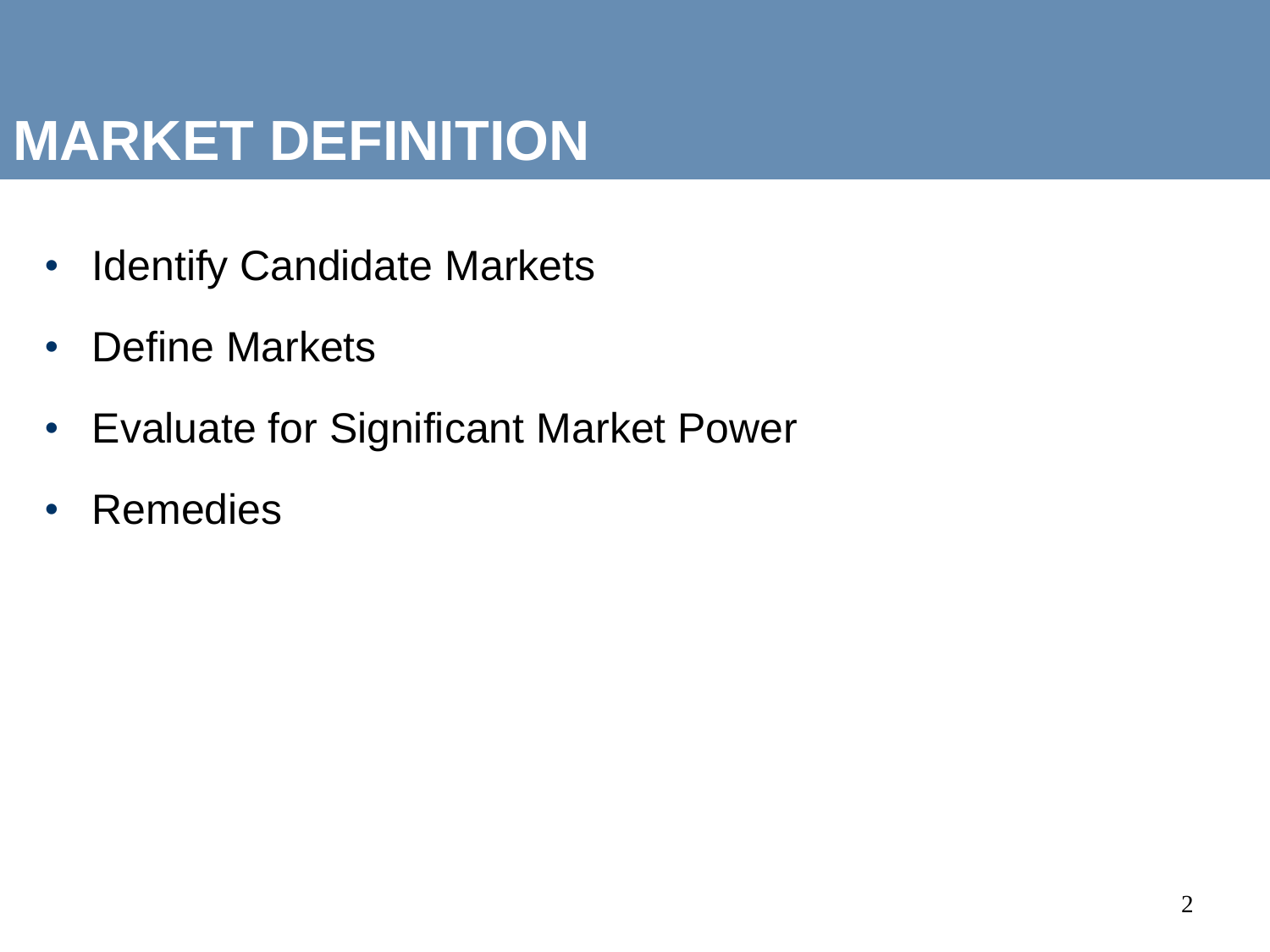# MARKET DEFINITION

- Identify Candidate Markets
- Define Markets
- Evaluate for Significant Market Power
- Remedies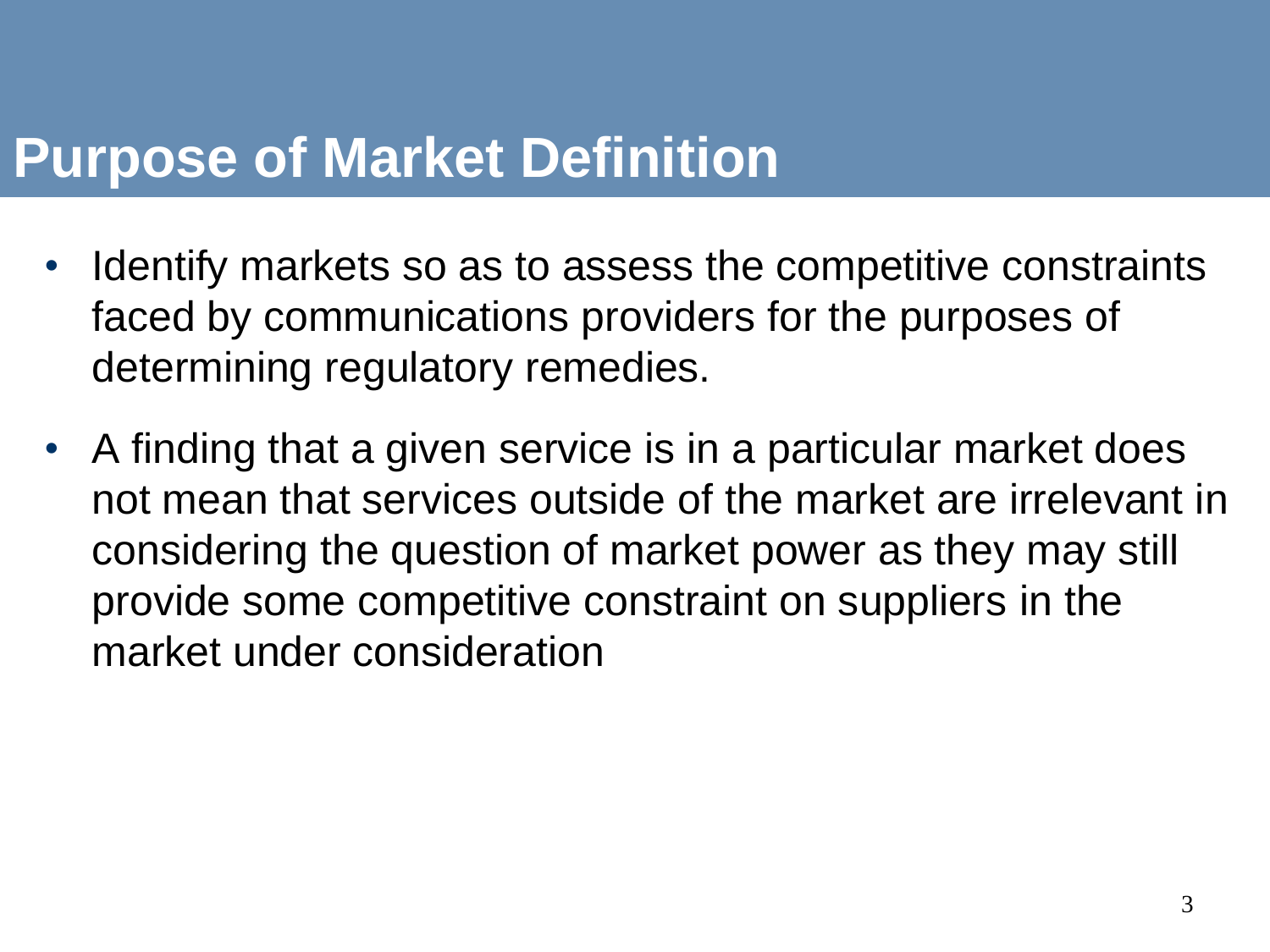# Purpose of Market Definition

- Identify markets so as to assess the competitive constraints faced by communications providers for the purposes of determining regulatory remedies.
- A finding that a given service is in a particular market does not mean that services outside of the market are irrelevant in considering the question of market power as they may still provide some competitive constraint on suppliers in the market under consideration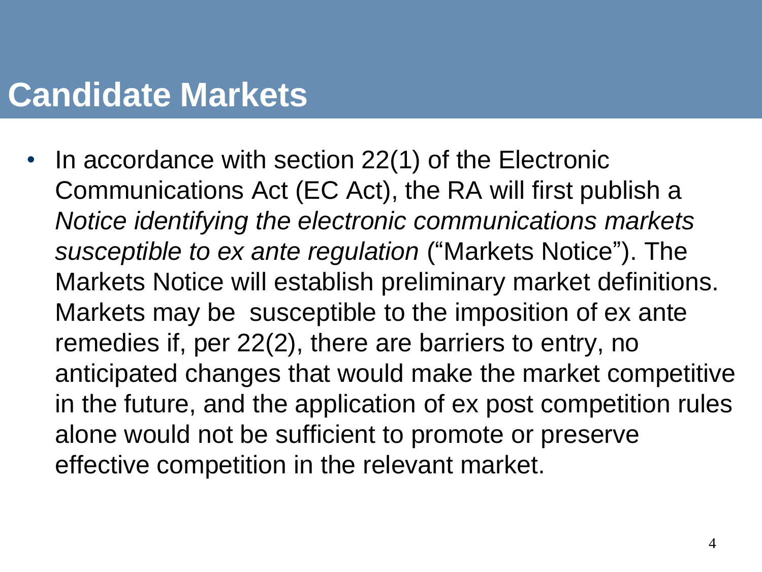# Candidate Markets

- In accordance with section 22(1) of the Electronic Communications Act (EC Act), the RA will first publish a *Notice identifying the electronic communications markets susceptible to ex ante regulation* ("Markets Notice"). The Markets Notice will establish preliminary market definitions. Markets may be susceptible to the imposition of ex ante remedies if, per 22(2), there are barriers to entry, no anticipated changes that would make the market competitive in the future, and the application of ex post competition rules alone would not be sufficient to promote or preserve effective competition in the relevant market.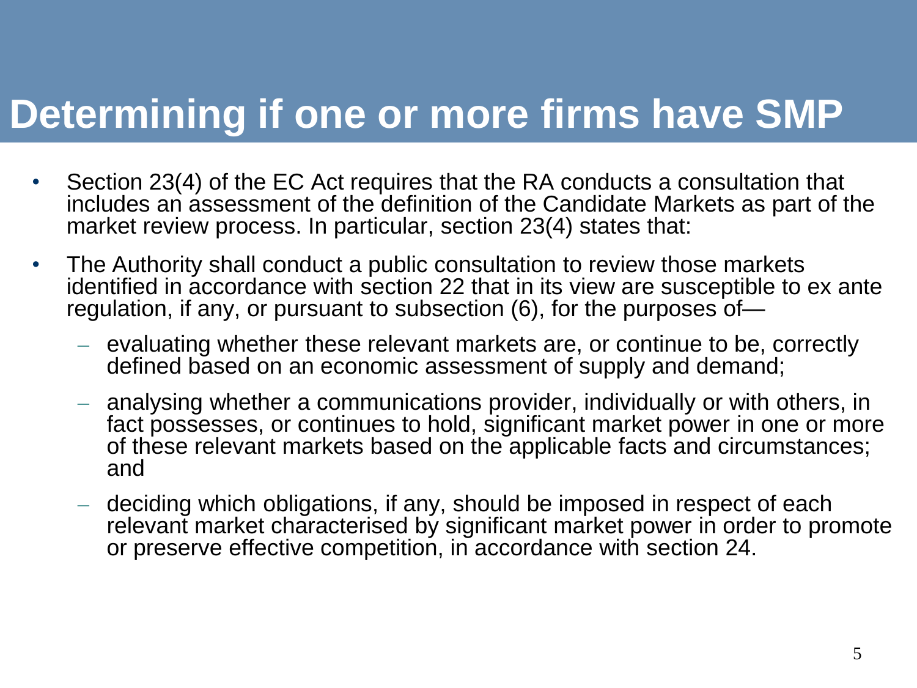# Determining if one or more firms have SMP

- Section 23(4) of the EC Act requires that the RA conducts a consultation that includes an assessment of the definition of the Candidate Markets as part of the market review process. In particular, section 23(4) states that:
- The Authority shall conduct a public consultation to review those markets identified in accordance with section 22 that in its view are susceptible to ex ante regulation, if any, or pursuant to subsection (6), for the purposes of—
  - evaluating whether these relevant markets are, or continue to be, correctly defined based on an economic assessment of supply and demand;
  - analysing whether a communications provider, individually or with others, in fact possesses, or continues to hold, significant market power in one or more of these relevant markets based on the applicable facts and circumstances; and
  - deciding which obligations, if any, should be imposed in respect of each relevant market characterised by significant market power in order to promote or preserve effective competition, in accordance with section 24.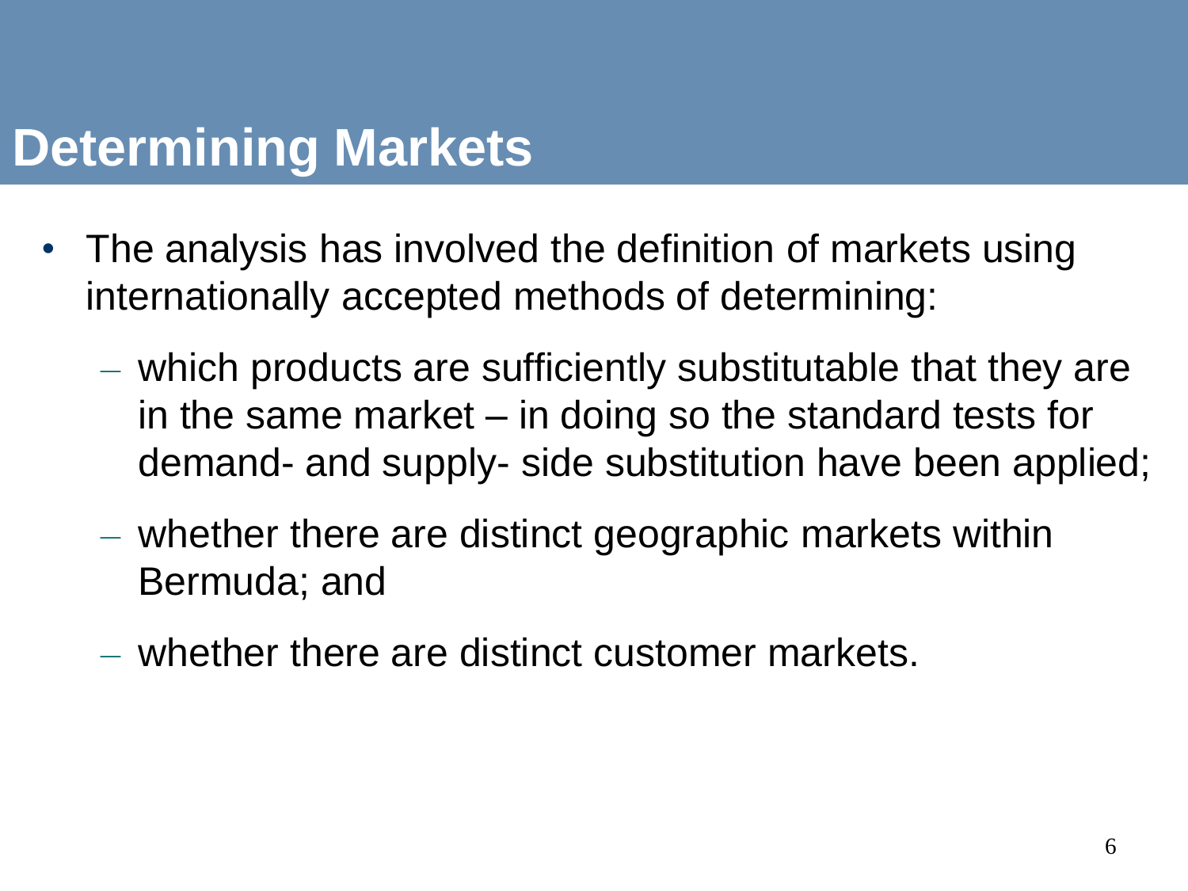# Determining Markets

- The analysis has involved the definition of markets using internationally accepted methods of determining:
  - which products are sufficiently substitutable that they are in the same market – in doing so the standard tests for demand- and supply- side substitution have been applied;
  - whether there are distinct geographic markets within Bermuda; and
  - whether there are distinct customer markets.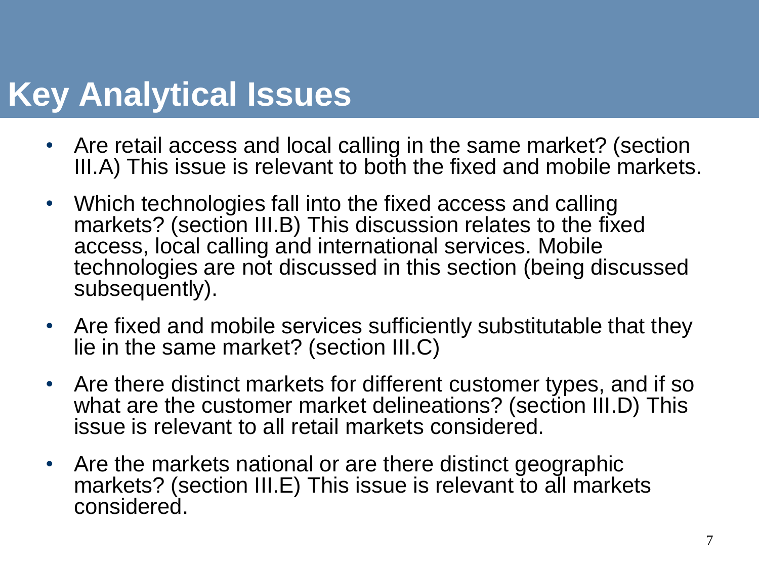# Key Analytical Issues

- Are retail access and local calling in the same market? (section III.A) This issue is relevant to both the fixed and mobile markets.
- Which technologies fall into the fixed access and calling markets? (section III.B) This discussion relates to the fixed access, local calling and international services. Mobile technologies are not discussed in this section (being discussed subsequently).
- Are fixed and mobile services sufficiently substitutable that they lie in the same market? (section III.C)
- Are there distinct markets for different customer types, and if so what are the customer market delineations? (section III.D) This issue is relevant to all retail markets considered.
- Are the markets national or are there distinct geographic markets? (section III.E) This issue is relevant to all markets considered.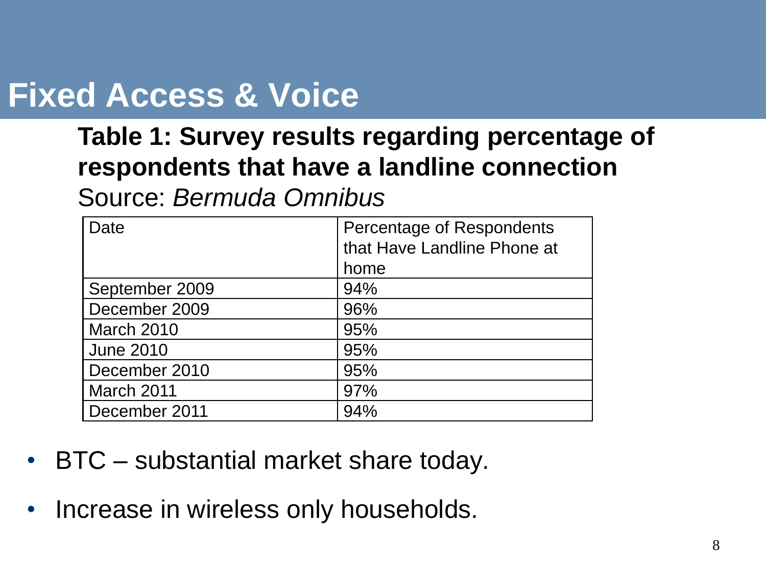# Fixed Access & Voice

**Table 1: Survey results regarding percentage of respondents that have a landline connection**

Source: *Bermuda Omnibus*

| Date | Percentage of Respondents that Have Landline Phone at home |
|---|---|
| September 2009 | 94% |
| December 2009 | 96% |
| March 2010 | 95% |
| June 2010 | 95% |
| December 2010 | 95% |
| March 2011 | 97% |
| December 2011 | 94% |

- BTC – substantial market share today.
- Increase in wireless only households.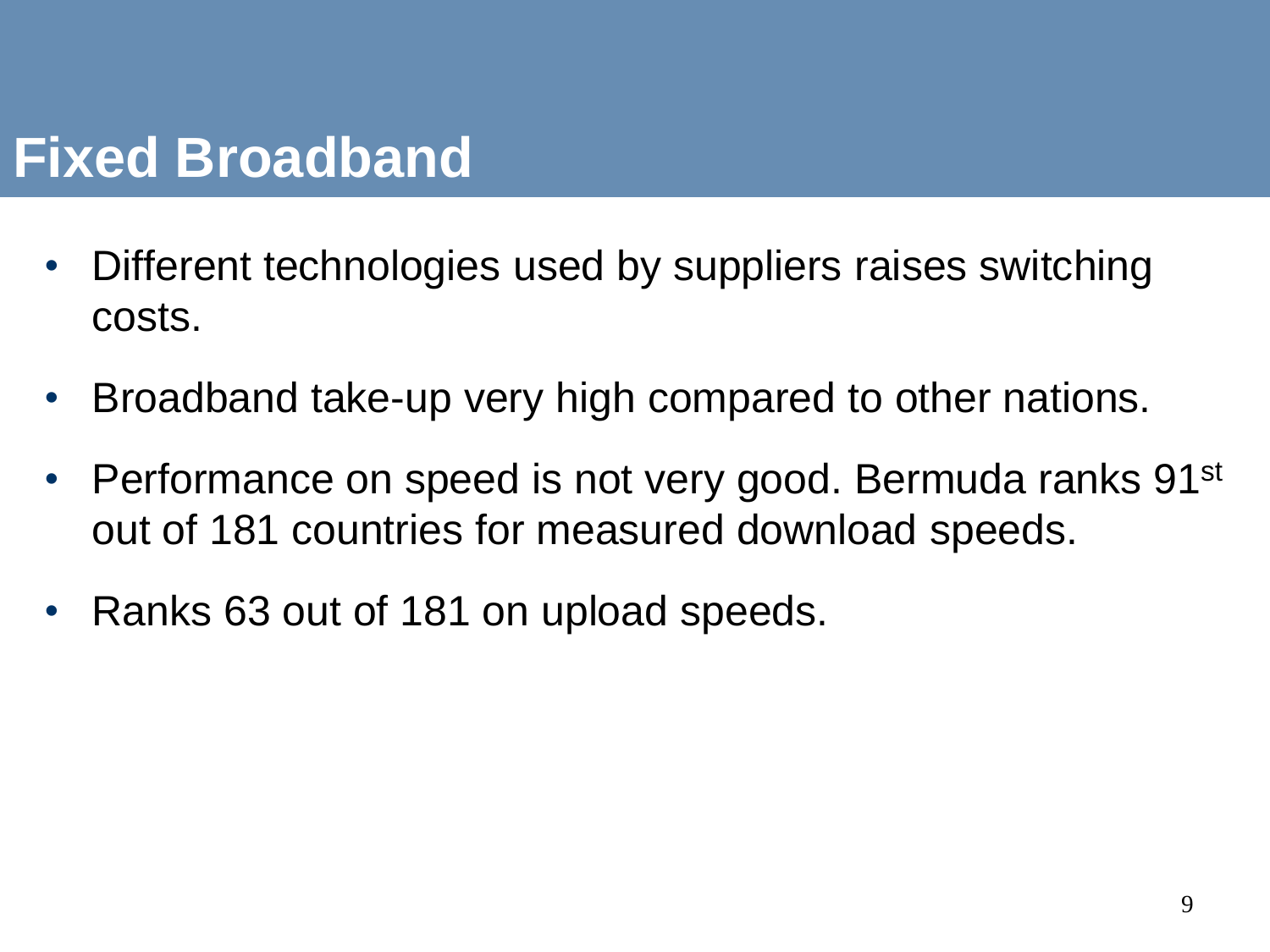# Fixed Broadband

- Different technologies used by suppliers raises switching costs.
- Broadband take-up very high compared to other nations.
- Performance on speed is not very good. Bermuda ranks 91st out of 181 countries for measured download speeds.
- Ranks 63 out of 181 on upload speeds.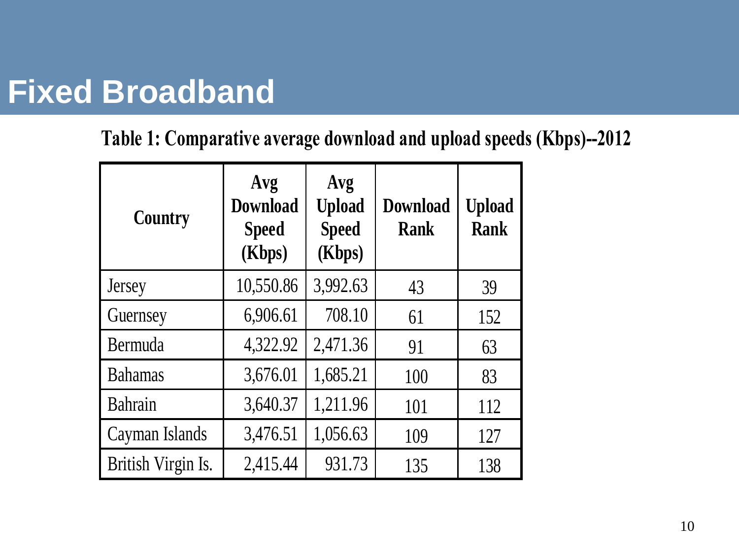# Fixed Broadband

**Table 1: Comparative average download and upload speeds (Kbps)--2012**

| Country | Avg Download Speed (Kbps) | Avg Upload Speed (Kbps) | Download Rank | Upload Rank |
|---|---|---|---|---|
| Jersey | 10,550.86 | 3,992.63 | 43 | 39 |
| Guernsey | 6,906.61 | 708.10 | 61 | 152 |
| Bermuda | 4,322.92 | 2,471.36 | 91 | 63 |
| Bahamas | 3,676.01 | 1,685.21 | 100 | 83 |
| Bahrain | 3,640.37 | 1,211.96 | 101 | 112 |
| Cayman Islands | 3,476.51 | 1,056.63 | 109 | 127 |
| British Virgin Is. | 2,415.44 | 931.73 | 135 | 138 |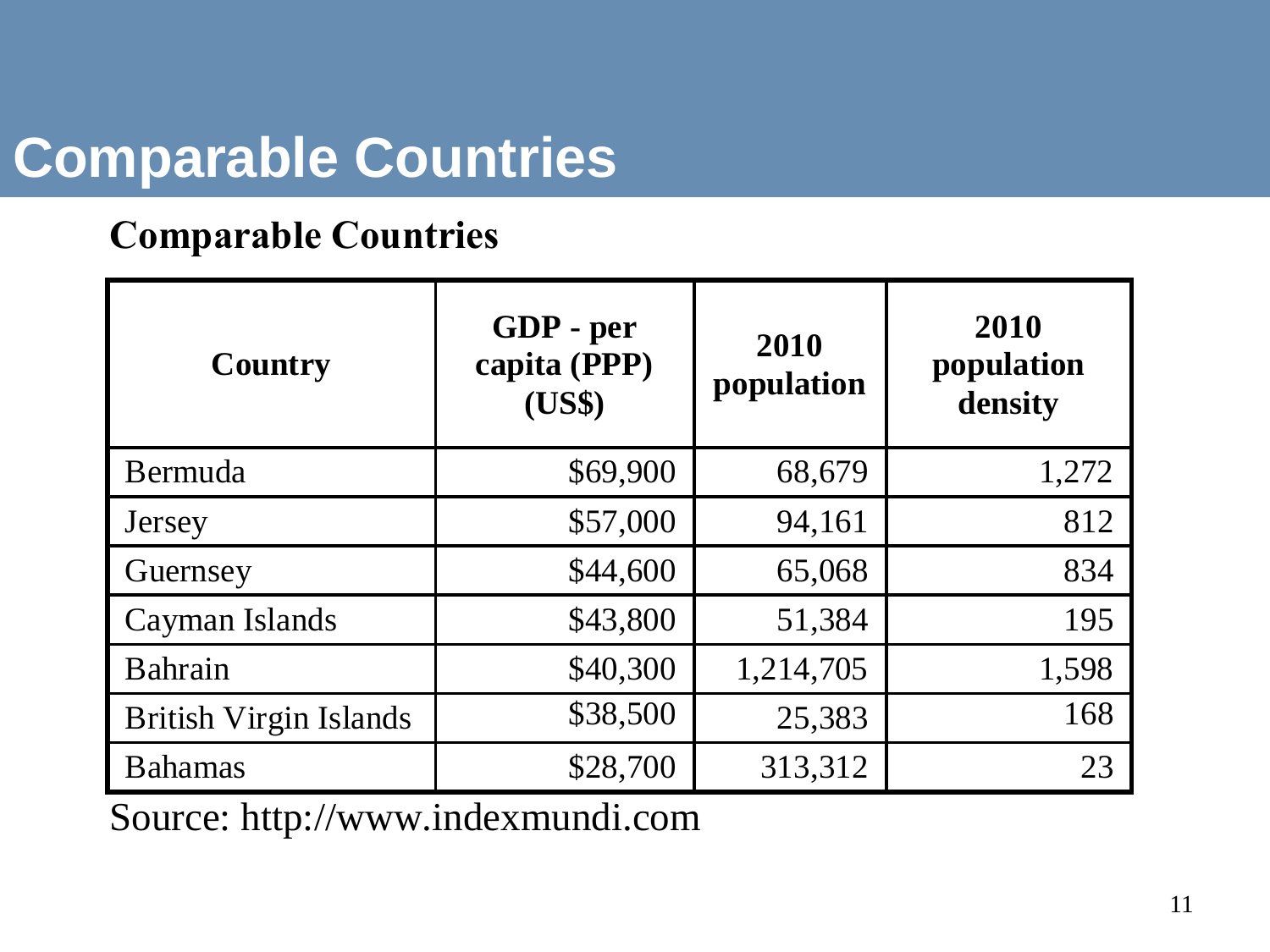# Comparable Countries

**Comparable Countries**

| Country | GDP - per capita (PPP) (US$) | 2010 population | 2010 population density |
|---|---:|---:|---:|
| Bermuda | $69,900 | 68,679 | 1,272 |
| Jersey | $57,000 | 94,161 | 812 |
| Guernsey | $44,600 | 65,068 | 834 |
| Cayman Islands | $43,800 | 51,384 | 195 |
| Bahrain | $40,300 | 1,214,705 | 1,598 |
| British Virgin Islands | $38,500 | 25,383 | 168 |
| Bahamas | $28,700 | 313,312 | 23 |

Source: http://www.indexmundi.com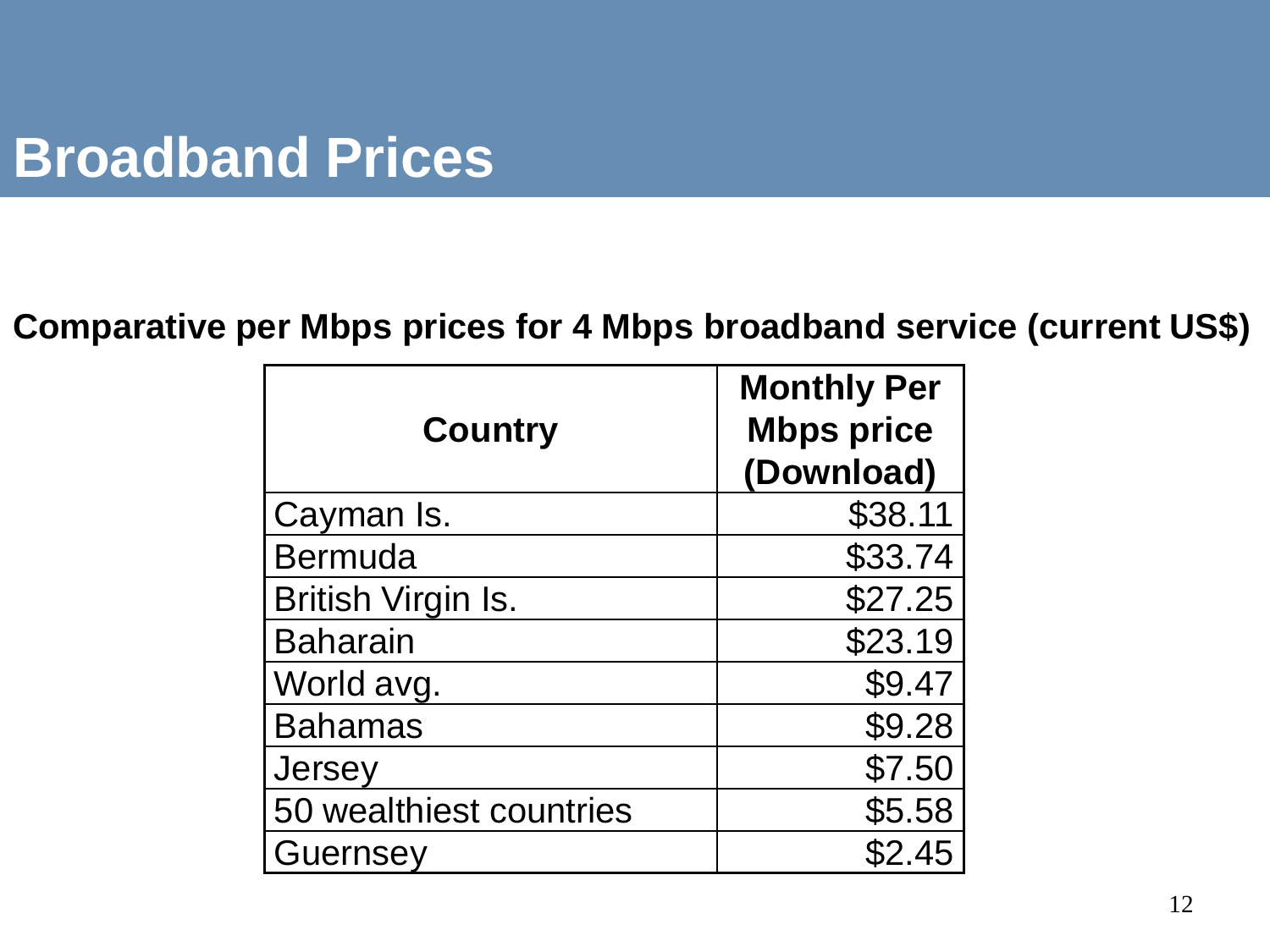# Broadband Prices

**Comparative per Mbps prices for 4 Mbps broadband service (current US$)**

| Country | Monthly Per Mbps price (Download) |
|---|---|
| Cayman Is. | $38.11 |
| Bermuda | $33.74 |
| British Virgin Is. | $27.25 |
| Baharain | $23.19 |
| World avg. | $9.47 |
| Bahamas | $9.28 |
| Jersey | $7.50 |
| 50 wealthiest countries | $5.58 |
| Guernsey | $2.45 |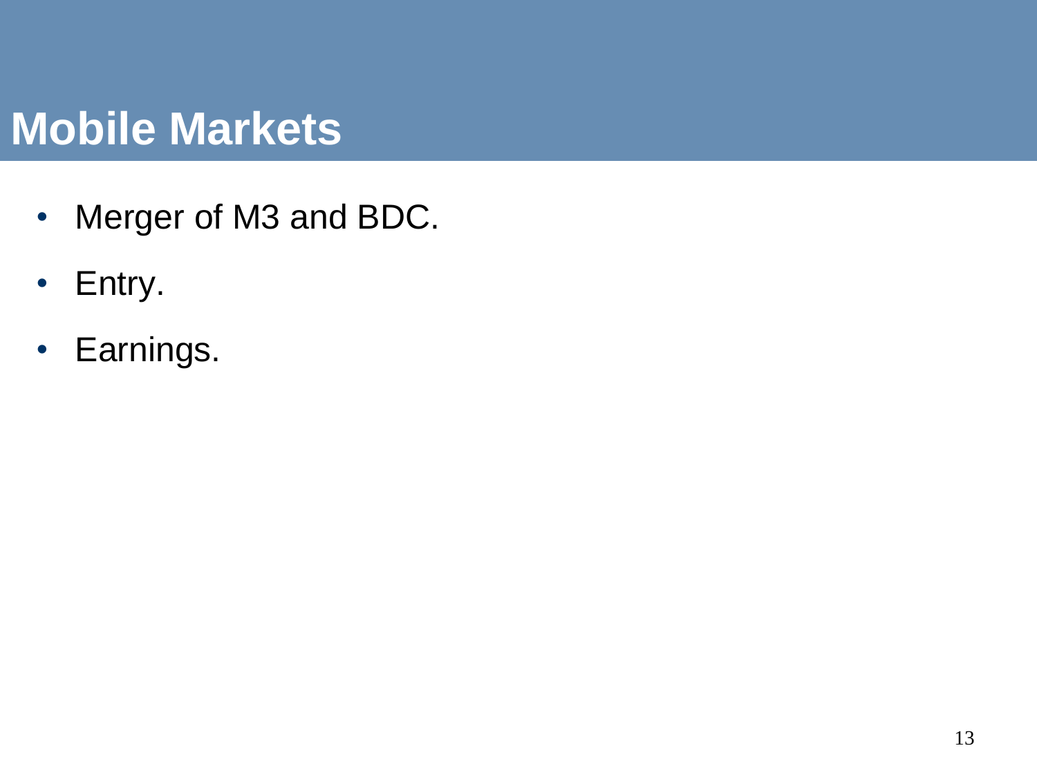# Mobile Markets

- Merger of M3 and BDC.
- Entry.
- Earnings.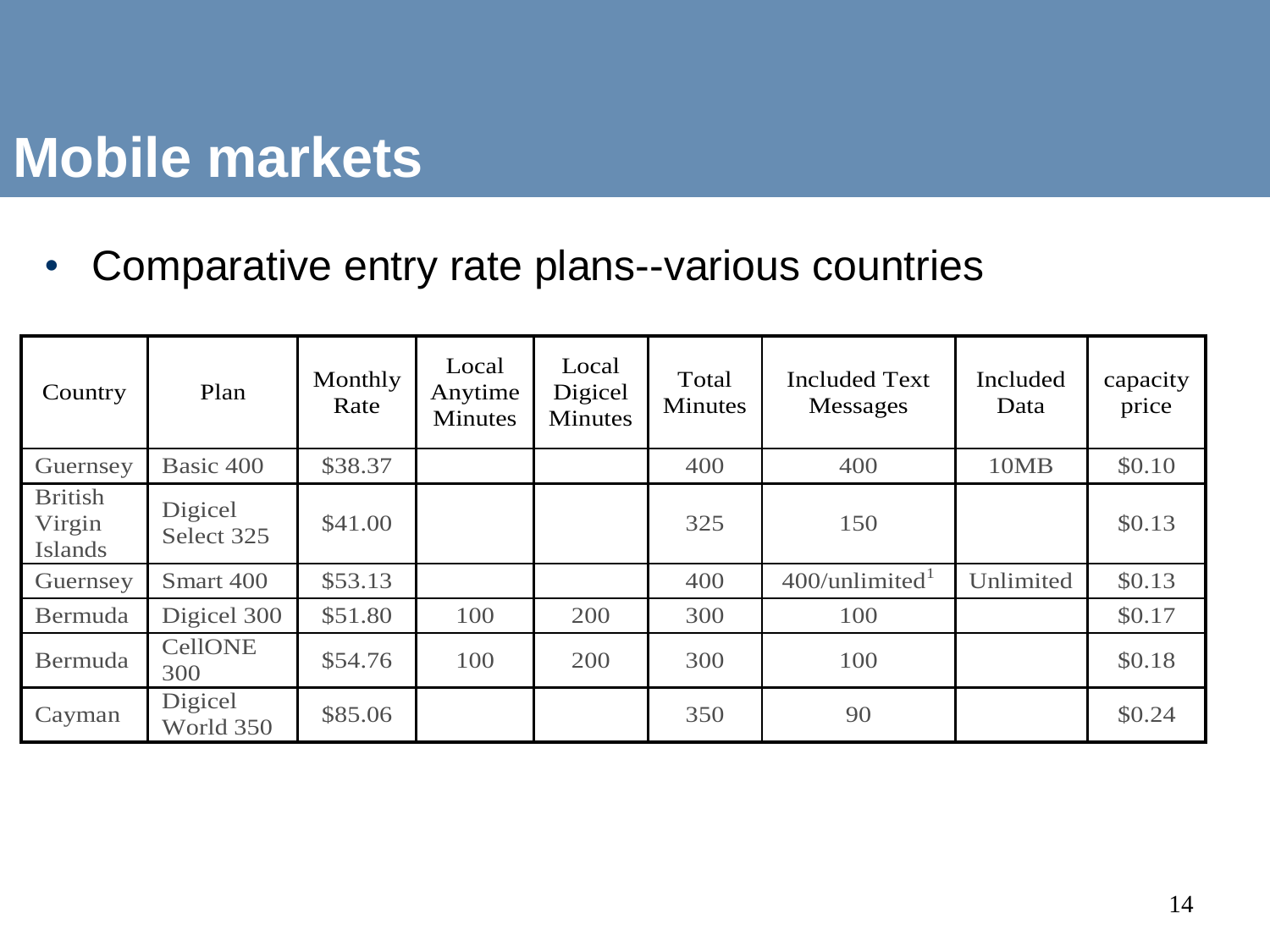# Mobile markets

- Comparative entry rate plans--various countries

| Country | Plan | Monthly Rate | Local Anytime Minutes | Local Digicel Minutes | Total Minutes | Included Text Messages | Included Data | capacity price |
|---|---|---|---|---|---|---|---|---|
| Guernsey | Basic 400 | $38.37 | | | 400 | 400 | 10MB | $0.10 |
| British Virgin Islands | Digicel Select 325 | $41.00 | | | 325 | 150 | | $0.13 |
| Guernsey | Smart 400 | $53.13 | | | 400 | 400/unlimited[1] | Unlimited | $0.13 |
| Bermuda | Digicel 300 | $51.80 | 100 | 200 | 300 | 100 | | $0.17 |
| Bermuda | CellONE 300 | $54.76 | 100 | 200 | 300 | 100 | | $0.18 |
| Cayman | Digicel World 350 | $85.06 | | | 350 | 90 | | $0.24 |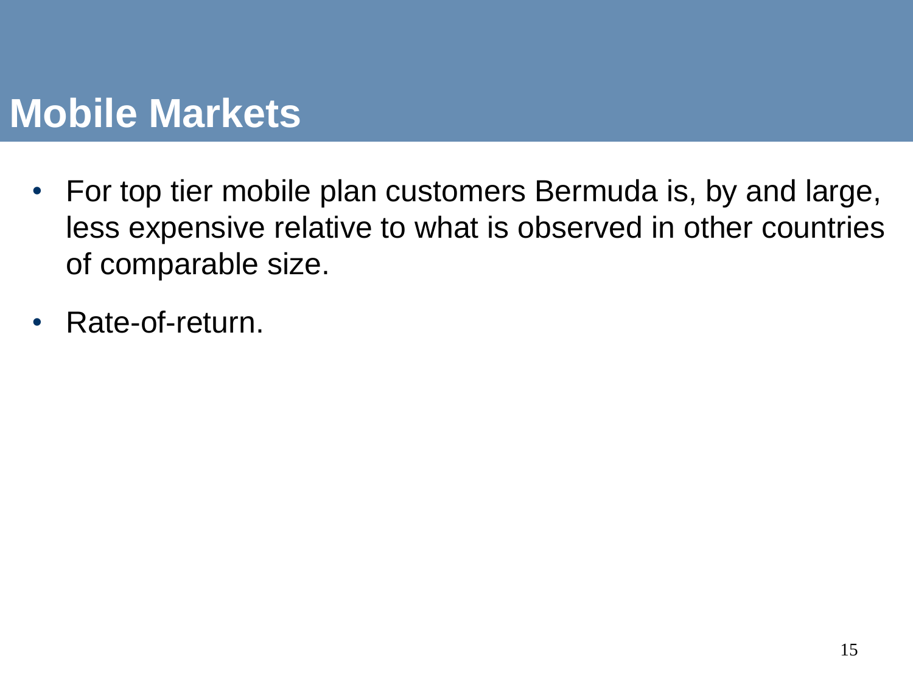# Mobile Markets

- For top tier mobile plan customers Bermuda is, by and large, less expensive relative to what is observed in other countries of comparable size.
- Rate-of-return.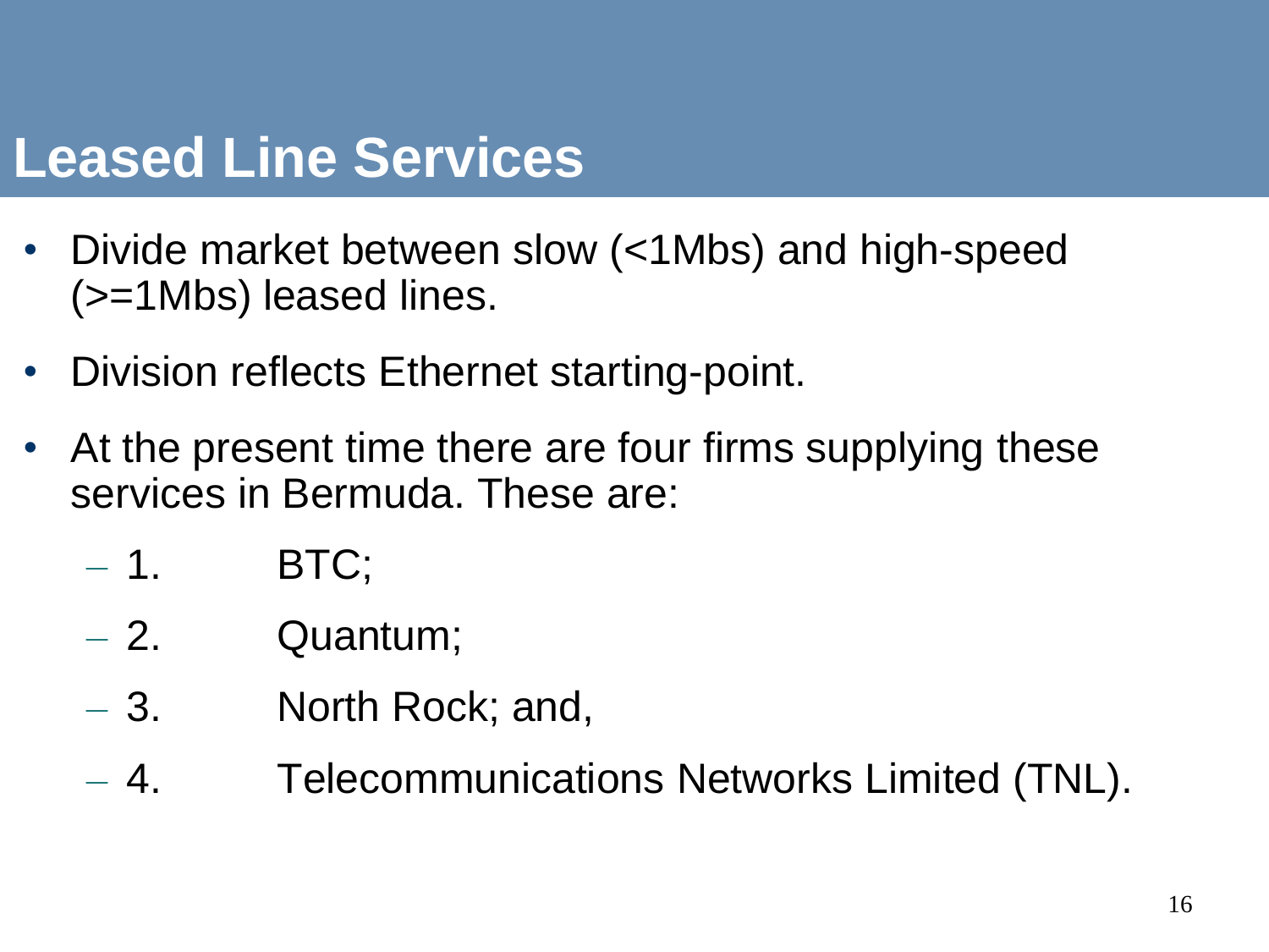# Leased Line Services

- Divide market between slow (<1Mbs) and high-speed (>=1Mbs) leased lines.
- Division reflects Ethernet starting-point.
- At the present time there are four firms supplying these services in Bermuda. These are:
  - 1. BTC;
  - 2. Quantum;
  - 3. North Rock; and,
  - 4. Telecommunications Networks Limited (TNL).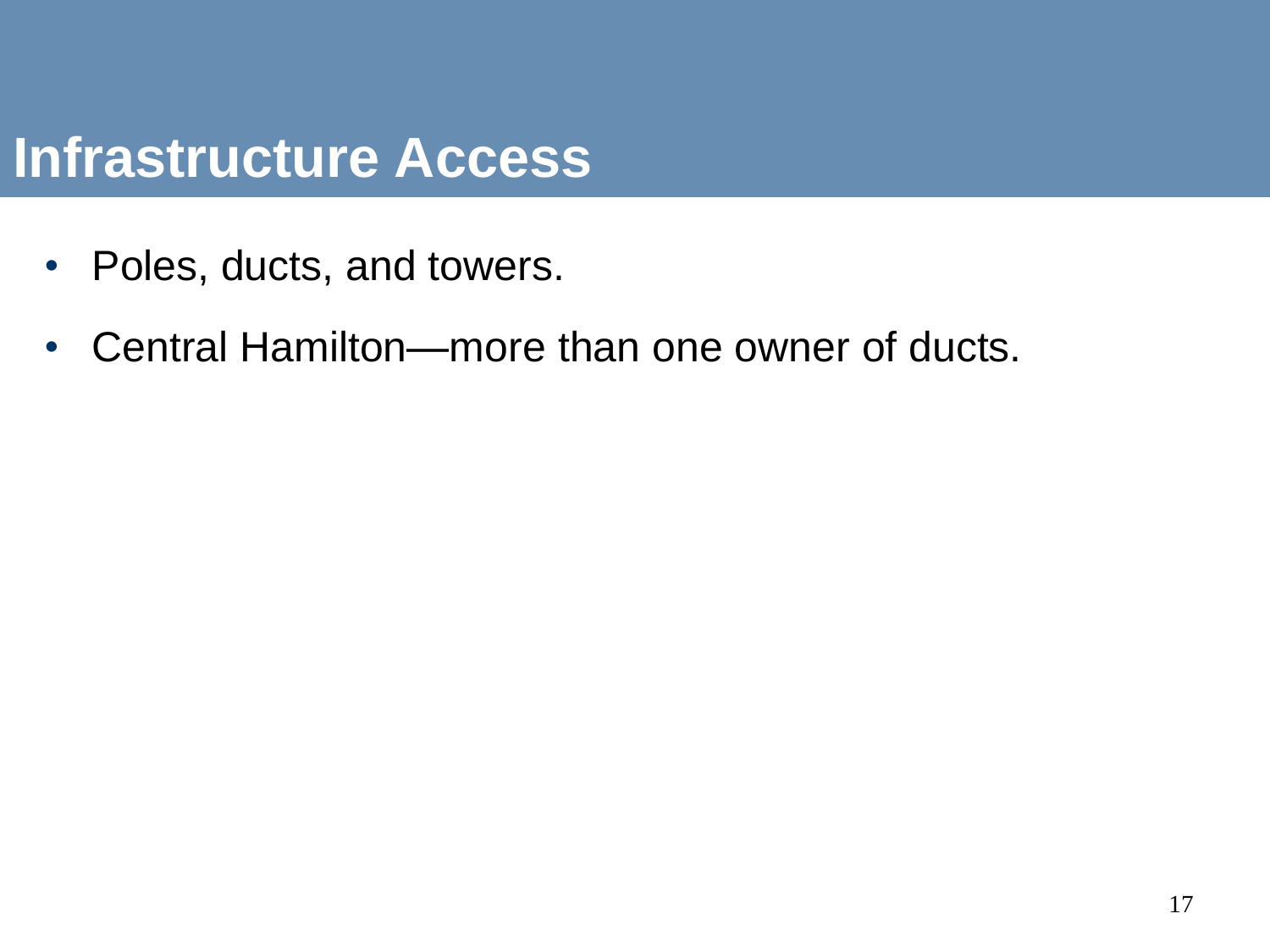# Infrastructure Access

- Poles, ducts, and towers.
- Central Hamilton—more than one owner of ducts.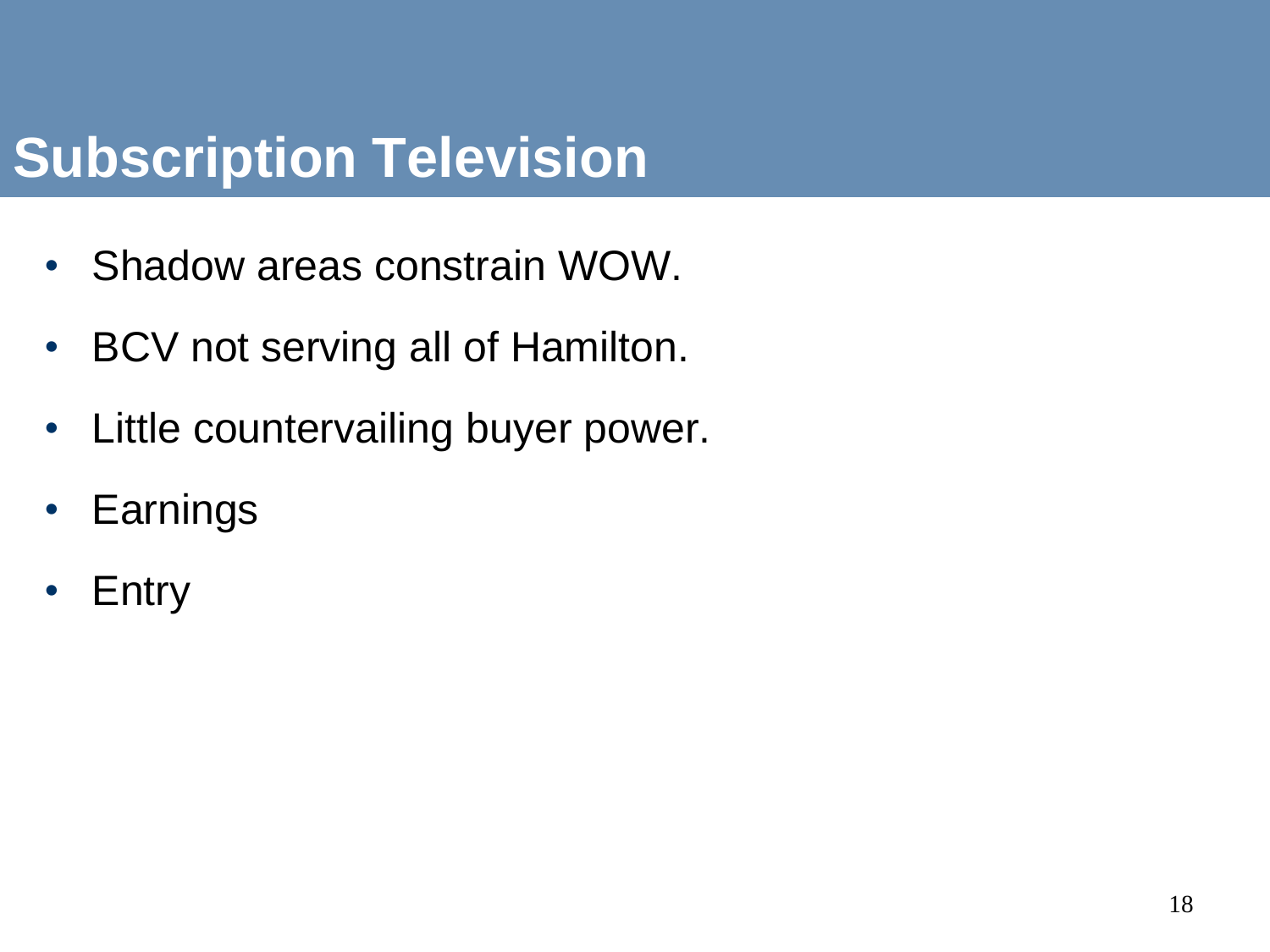# Subscription Television

- Shadow areas constrain WOW.
- BCV not serving all of Hamilton.
- Little countervailing buyer power.
- Earnings
- Entry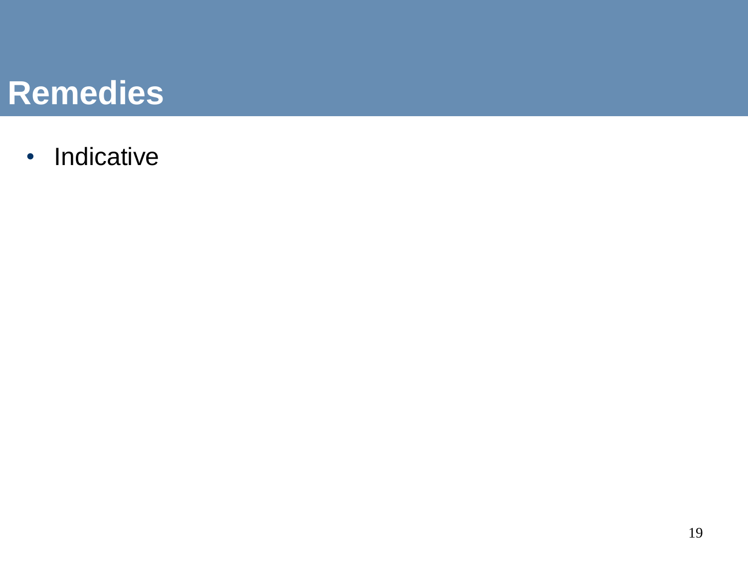# Remedies

- Indicative